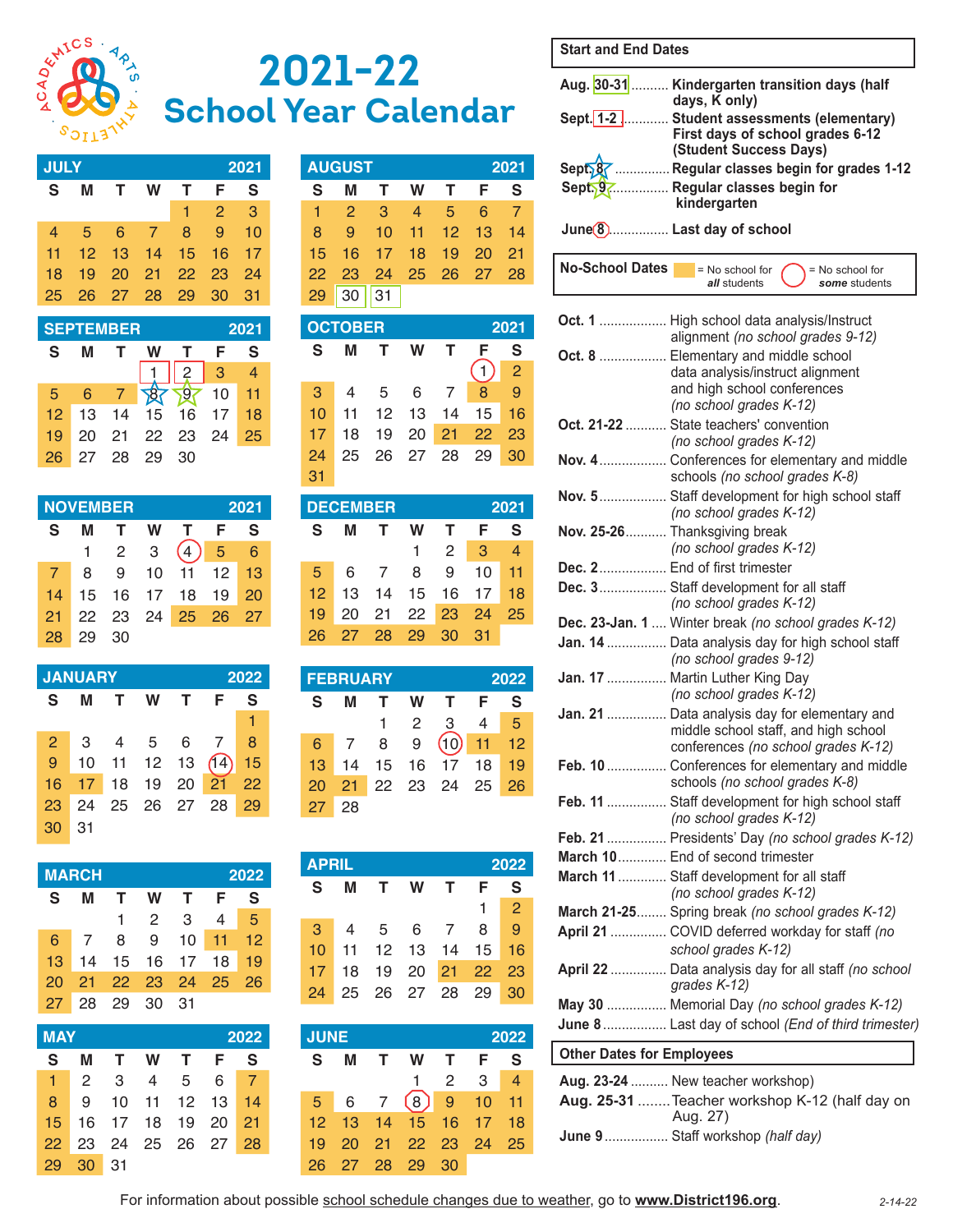ACADEMICS · ARTS · ATHLETICS

# 2021-22 School Year Calendar

## JULY 2021

| S | M | T | W | T | F | S |
|---|---|---|---|---|---|---|
| | | | | 1 | 2 | 3 |
| 4 | 5 | 6 | 7 | 8 | 9 | 10 |
| 11 | 12 | 13 | 14 | 15 | 16 | 17 |
| 18 | 19 | 20 | 21 | 22 | 23 | 24 |
| 25 | 26 | 27 | 28 | 29 | 30 | 31 |

## AUGUST 2021

| S | M | T | W | T | F | S |
|---|---|---|---|---|---|---|
| 1 | 2 | 3 | 4 | 5 | 6 | 7 |
| 8 | 9 | 10 | 11 | 12 | 13 | 14 |
| 15 | 16 | 17 | 18 | 19 | 20 | 21 |
| 22 | 23 | 24 | 25 | 26 | 27 | 28 |
| 29 | 30 | 31 | | | | |

## SEPTEMBER 2021

| S | M | T | W | T | F | S |
|---|---|---|---|---|---|---|
| | | | 1 | 2 | 3 | 4 |
| 5 | 6 | 7 | 8 | 9 | 10 | 11 |
| 12 | 13 | 14 | 15 | 16 | 17 | 18 |
| 19 | 20 | 21 | 22 | 23 | 24 | 25 |
| 26 | 27 | 28 | 29 | 30 | | |

## OCTOBER 2021

| S | M | T | W | T | F | S |
|---|---|---|---|---|---|---|
| | | | | | 1 | 2 |
| 3 | 4 | 5 | 6 | 7 | 8 | 9 |
| 10 | 11 | 12 | 13 | 14 | 15 | 16 |
| 17 | 18 | 19 | 20 | 21 | 22 | 23 |
| 24 | 25 | 26 | 27 | 28 | 29 | 30 |
| 31 | | | | | | |

## NOVEMBER 2021

| S | M | T | W | T | F | S |
|---|---|---|---|---|---|---|
| | 1 | 2 | 3 | 4 | 5 | 6 |
| 7 | 8 | 9 | 10 | 11 | 12 | 13 |
| 14 | 15 | 16 | 17 | 18 | 19 | 20 |
| 21 | 22 | 23 | 24 | 25 | 26 | 27 |
| 28 | 29 | 30 | | | | |

## DECEMBER 2021

| S | M | T | W | T | F | S |
|---|---|---|---|---|---|---|
| | | | 1 | 2 | 3 | 4 |
| 5 | 6 | 7 | 8 | 9 | 10 | 11 |
| 12 | 13 | 14 | 15 | 16 | 17 | 18 |
| 19 | 20 | 21 | 22 | 23 | 24 | 25 |
| 26 | 27 | 28 | 29 | 30 | 31 | |

## JANUARY 2022

| S | M | T | W | T | F | S |
|---|---|---|---|---|---|---|
| | | | | | | 1 |
| 2 | 3 | 4 | 5 | 6 | 7 | 8 |
| 9 | 10 | 11 | 12 | 13 | 14 | 15 |
| 16 | 17 | 18 | 19 | 20 | 21 | 22 |
| 23 | 24 | 25 | 26 | 27 | 28 | 29 |
| 30 | 31 | | | | | |

## FEBRUARY 2022

| S | M | T | W | T | F | S |
|---|---|---|---|---|---|---|
| | | 1 | 2 | 3 | 4 | 5 |
| 6 | 7 | 8 | 9 | 10 | 11 | 12 |
| 13 | 14 | 15 | 16 | 17 | 18 | 19 |
| 20 | 21 | 22 | 23 | 24 | 25 | 26 |
| 27 | 28 | | | | | |

## MARCH 2022

| S | M | T | W | T | F | S |
|---|---|---|---|---|---|---|
| | | 1 | 2 | 3 | 4 | 5 |
| 6 | 7 | 8 | 9 | 10 | 11 | 12 |
| 13 | 14 | 15 | 16 | 17 | 18 | 19 |
| 20 | 21 | 22 | 23 | 24 | 25 | 26 |
| 27 | 28 | 29 | 30 | 31 | | |

## APRIL 2022

| S | M | T | W | T | F | S |
|---|---|---|---|---|---|---|
| | | | | | 1 | 2 |
| 3 | 4 | 5 | 6 | 7 | 8 | 9 |
| 10 | 11 | 12 | 13 | 14 | 15 | 16 |
| 17 | 18 | 19 | 20 | 21 | 22 | 23 |
| 24 | 25 | 26 | 27 | 28 | 29 | 30 |

## MAY 2022

| S | M | T | W | T | F | S |
|---|---|---|---|---|---|---|
| 1 | 2 | 3 | 4 | 5 | 6 | 7 |
| 8 | 9 | 10 | 11 | 12 | 13 | 14 |
| 15 | 16 | 17 | 18 | 19 | 20 | 21 |
| 22 | 23 | 24 | 25 | 26 | 27 | 28 |
| 29 | 30 | 31 | | | | |

## JUNE 2022

| S | M | T | W | T | F | S |
|---|---|---|---|---|---|---|
| | | | 1 | 2 | 3 | 4 |
| 5 | 6 | 7 | 8 | 9 | 10 | 11 |
| 12 | 13 | 14 | 15 | 16 | 17 | 18 |
| 19 | 20 | 21 | 22 | 23 | 24 | 25 |
| 26 | 27 | 28 | 29 | 30 | | |

## Start and End Dates

- **Aug. 30-31** .......... **Kindergarten transition days (half days, K only)**
- **Sept. 1-2** ............ **Student assessments (elementary) First days of school grades 6-12 (Student Success Days)**
- **Sept. 8** ............... **Regular classes begin for grades 1-12**
- **Sept. 9** ............... **Regular classes begin for kindergarten**
- **June 8** ................ **Last day of school**

## No-School Dates

= No school for *all* students; = No school for *some* students

- **Oct. 1** .................. High school data analysis/Instruct alignment *(no school grades 9-12)*
- **Oct. 8** .................. Elementary and middle school data analysis/instruct alignment and high school conferences *(no school grades K-12)*
- **Oct. 21-22** ........... State teachers' convention *(no school grades K-12)*
- **Nov. 4** .................. Conferences for elementary and middle schools *(no school grades K-8)*
- **Nov. 5** .................. Staff development for high school staff *(no school grades K-12)*
- **Nov. 25-26** ........... Thanksgiving break *(no school grades K-12)*
- **Dec. 2** .................. End of first trimester
- **Dec. 3** .................. Staff development for all staff *(no school grades K-12)*
- **Dec. 23-Jan. 1** .... Winter break *(no school grades K-12)*
- **Jan. 14** ................ Data analysis day for high school staff *(no school grades 9-12)*
- **Jan. 17** ................ Martin Luther King Day *(no school grades K-12)*
- **Jan. 21** ................ Data analysis day for elementary and middle school staff, and high school conferences *(no school grades K-12)*
- **Feb. 10** ................ Conferences for elementary and middle schools *(no school grades K-8)*
- **Feb. 11** ................ Staff development for high school staff *(no school grades K-12)*
- **Feb. 21** ................ Presidents' Day *(no school grades K-12)*
- **March 10** ............. End of second trimester
- **March 11** ............. Staff development for all staff *(no school grades K-12)*
- **March 21-25** ........ Spring break *(no school grades K-12)*
- **April 21** ............... COVID deferred workday for staff *(no school grades K-12)*
- **April 22** ............... Data analysis day for all staff *(no school grades K-12)*
- **May 30** ................ Memorial Day *(no school grades K-12)*
- **June 8** ................. Last day of school *(End of third trimester)*

## Other Dates for Employees

- **Aug. 23-24** .......... New teacher workshop)
- **Aug. 25-31** ........ Teacher workshop K-12 (half day on Aug. 27)
- **June 9** ................. Staff workshop *(half day)*

For information about possible school schedule changes due to weather, go to **www.District196.org**.

2-14-22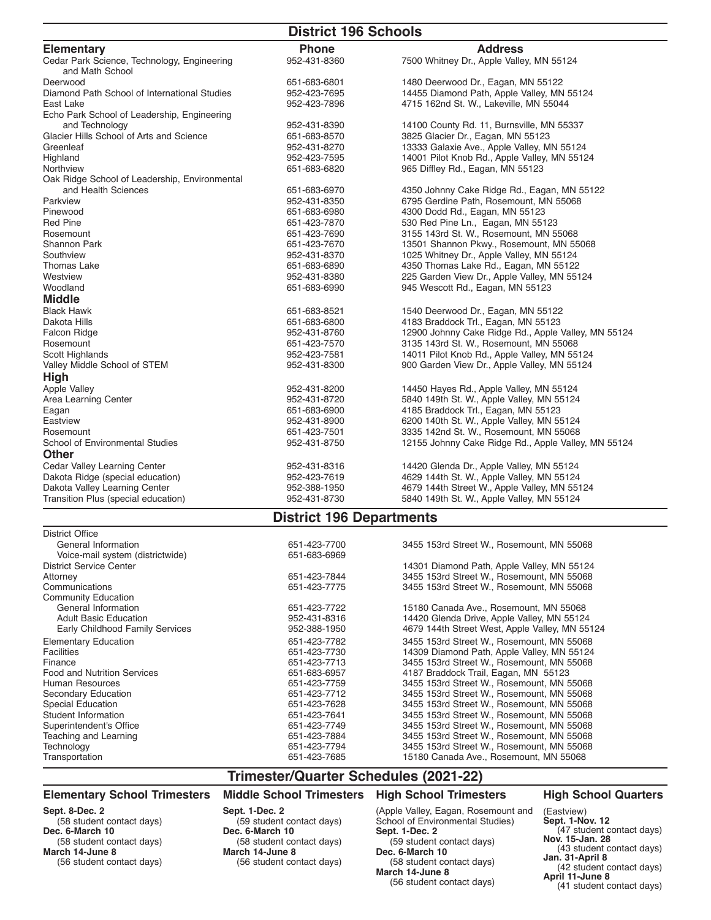## District 196 Schools

| Elementary | Phone | Address |
|---|---|---|
| Cedar Park Science, Technology, Engineering and Math School | 952-431-8360 | 7500 Whitney Dr., Apple Valley, MN 55124 |
| Deerwood | 651-683-6801 | 1480 Deerwood Dr., Eagan, MN 55122 |
| Diamond Path School of International Studies | 952-423-7695 | 14455 Diamond Path, Apple Valley, MN 55124 |
| East Lake | 952-423-7896 | 4715 162nd St. W., Lakeville, MN 55044 |
| Echo Park School of Leadership, Engineering and Technology | 952-431-8390 | 14100 County Rd. 11, Burnsville, MN 55337 |
| Glacier Hills School of Arts and Science | 651-683-8570 | 3825 Glacier Dr., Eagan, MN 55123 |
| Greenleaf | 952-431-8270 | 13333 Galaxie Ave., Apple Valley, MN 55124 |
| Highland | 952-423-7595 | 14001 Pilot Knob Rd., Apple Valley, MN 55124 |
| Northview | 651-683-6820 | 965 Diffley Rd., Eagan, MN 55123 |
| Oak Ridge School of Leadership, Environmental and Health Sciences | 651-683-6970 | 4350 Johnny Cake Ridge Rd., Eagan, MN 55122 |
| Parkview | 952-431-8350 | 6795 Gerdine Path, Rosemount, MN 55068 |
| Pinewood | 651-683-6980 | 4300 Dodd Rd., Eagan, MN 55123 |
| Red Pine | 651-423-7870 | 530 Red Pine Ln., Eagan, MN 55123 |
| Rosemount | 651-423-7690 | 3155 143rd St. W., Rosemount, MN 55068 |
| Shannon Park | 651-423-7670 | 13501 Shannon Pkwy., Rosemount, MN 55068 |
| Southview | 952-431-8370 | 1025 Whitney Dr., Apple Valley, MN 55124 |
| Thomas Lake | 651-683-6890 | 4350 Thomas Lake Rd., Eagan, MN 55122 |
| Westview | 952-431-8380 | 225 Garden View Dr., Apple Valley, MN 55124 |
| Woodland | 651-683-6990 | 945 Wescott Rd., Eagan, MN 55123 |
| **Middle** | | |
| Black Hawk | 651-683-8521 | 1540 Deerwood Dr., Eagan, MN 55122 |
| Dakota Hills | 651-683-6800 | 4183 Braddock Trl., Eagan, MN 55123 |
| Falcon Ridge | 952-431-8760 | 12900 Johnny Cake Ridge Rd., Apple Valley, MN 55124 |
| Rosemount | 651-423-7570 | 3135 143rd St. W., Rosemount, MN 55068 |
| Scott Highlands | 952-423-7581 | 14011 Pilot Knob Rd., Apple Valley, MN 55124 |
| Valley Middle School of STEM | 952-431-8300 | 900 Garden View Dr., Apple Valley, MN 55124 |
| **High** | | |
| Apple Valley | 952-431-8200 | 14450 Hayes Rd., Apple Valley, MN 55124 |
| Area Learning Center | 952-431-8720 | 5840 149th St. W., Apple Valley, MN 55124 |
| Eagan | 651-683-6900 | 4185 Braddock Trl., Eagan, MN 55123 |
| Eastview | 952-431-8900 | 6200 140th St. W., Apple Valley, MN 55124 |
| Rosemount | 651-423-7501 | 3335 142nd St. W., Rosemount, MN 55068 |
| School of Environmental Studies | 952-431-8750 | 12155 Johnny Cake Ridge Rd., Apple Valley, MN 55124 |
| **Other** | | |
| Cedar Valley Learning Center | 952-431-8316 | 14420 Glenda Dr., Apple Valley, MN 55124 |
| Dakota Ridge (special education) | 952-423-7619 | 4629 144th St. W., Apple Valley, MN 55124 |
| Dakota Valley Learning Center | 952-388-1950 | 4679 144th Street W., Apple Valley, MN 55124 |
| Transition Plus (special education) | 952-431-8730 | 5840 149th St. W., Apple Valley, MN 55124 |

## District 196 Departments

| | | |
|---|---|---|
| District Office | | |
| General Information | 651-423-7700 | 3455 153rd Street W., Rosemount, MN 55068 |
| Voice-mail system (districtwide) | 651-683-6969 | |
| District Service Center | | 14301 Diamond Path, Apple Valley, MN 55124 |
| Attorney | 651-423-7844 | 3455 153rd Street W., Rosemount, MN 55068 |
| Communications | 651-423-7775 | 3455 153rd Street W., Rosemount, MN 55068 |
| Community Education | | |
| General Information | 651-423-7722 | 15180 Canada Ave., Rosemount, MN 55068 |
| Adult Basic Education | 952-431-8316 | 14420 Glenda Drive, Apple Valley, MN 55124 |
| Early Childhood Family Services | 952-388-1950 | 4679 144th Street West, Apple Valley, MN 55124 |
| Elementary Education | 651-423-7782 | 3455 153rd Street W., Rosemount, MN 55068 |
| Facilities | 651-423-7730 | 14309 Diamond Path, Apple Valley, MN 55124 |
| Finance | 651-423-7713 | 3455 153rd Street W., Rosemount, MN 55068 |
| Food and Nutrition Services | 651-683-6957 | 4187 Braddock Trail, Eagan, MN 55123 |
| Human Resources | 651-423-7759 | 3455 153rd Street W., Rosemount, MN 55068 |
| Secondary Education | 651-423-7712 | 3455 153rd Street W., Rosemount, MN 55068 |
| Special Education | 651-423-7628 | 3455 153rd Street W., Rosemount, MN 55068 |
| Student Information | 651-423-7641 | 3455 153rd Street W., Rosemount, MN 55068 |
| Superintendent's Office | 651-423-7749 | 3455 153rd Street W., Rosemount, MN 55068 |
| Teaching and Learning | 651-423-7884 | 3455 153rd Street W., Rosemount, MN 55068 |
| Technology | 651-423-7794 | 3455 153rd Street W., Rosemount, MN 55068 |
| Transportation | 651-423-7685 | 15180 Canada Ave., Rosemount, MN 55068 |

## Trimester/Quarter Schedules (2021-22)

### Elementary School Trimesters

**Sept. 8-Dec. 2**
(58 student contact days)
**Dec. 6-March 10**
(58 student contact days)
**March 14-June 8**
(56 student contact days)

### Middle School Trimesters

**Sept. 1-Dec. 2**
(59 student contact days)
**Dec. 6-March 10**
(58 student contact days)
**March 14-June 8**
(56 student contact days)

### High School Trimesters

(Apple Valley, Eagan, Rosemount and School of Environmental Studies)
**Sept. 1-Dec. 2**
(59 student contact days)
**Dec. 6-March 10**
(58 student contact days)
**March 14-June 8**
(56 student contact days)

### High School Quarters

(Eastview)
**Sept. 1-Nov. 12**
(47 student contact days)
**Nov. 15-Jan. 28**
(43 student contact days)
**Jan. 31-April 8**
(42 student contact days)
**April 11-June 8**
(41 student contact days)